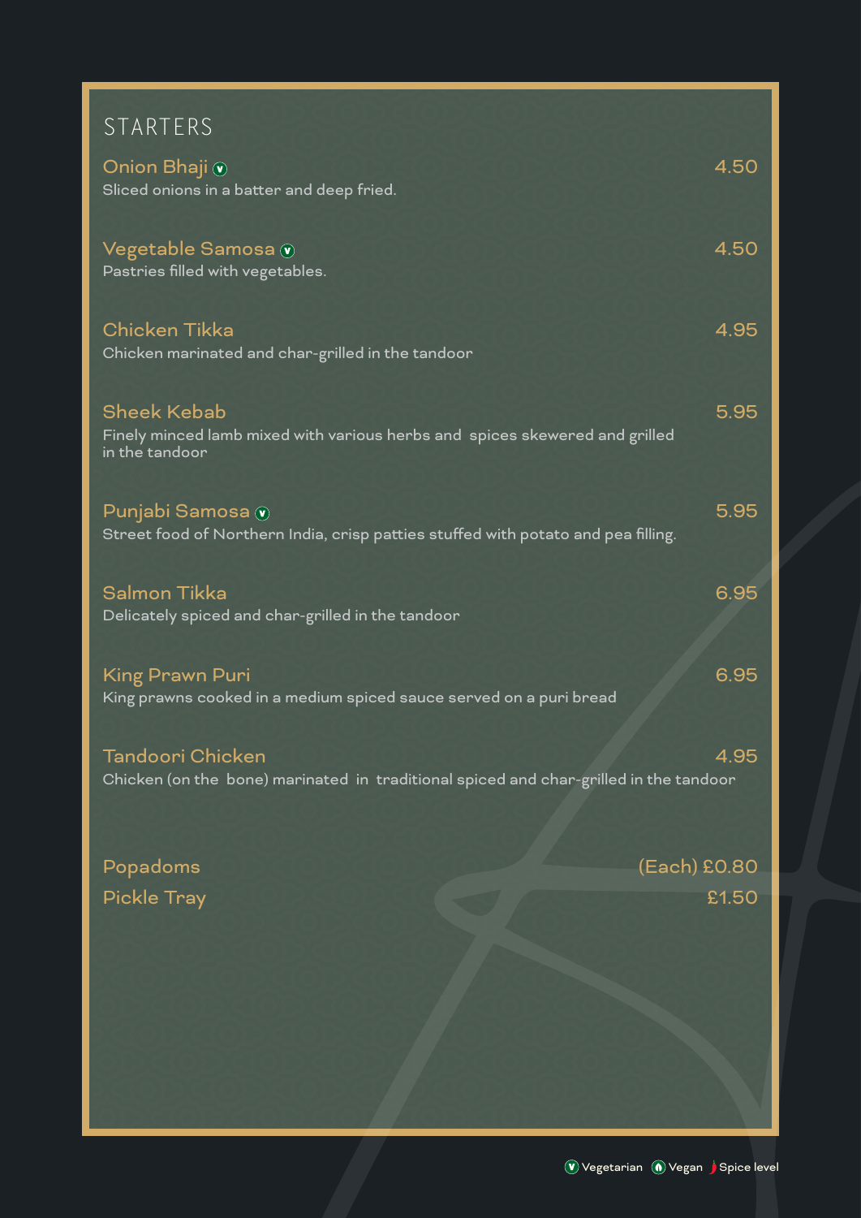# STARTERS

**Onion Bhaji** (V) — 4.50
Sliced onions in a batter and deep fried.

**Vegetable Samosa** (V) — 4.50
Pastries filled with vegetables.

**Chicken Tikka** — 4.95
Chicken marinated and char-grilled in the tandoor

**Sheek Kebab** — 5.95
Finely minced lamb mixed with various herbs and spices skewered and grilled in the tandoor

**Punjabi Samosa** (V) — 5.95
Street food of Northern India, crisp patties stuffed with potato and pea filling.

**Salmon Tikka** — 6.95
Delicately spiced and char-grilled in the tandoor

**King Prawn Puri** — 6.95
King prawns cooked in a medium spiced sauce served on a puri bread

**Tandoori Chicken** — 4.95
Chicken (on the bone) marinated in traditional spiced and char-grilled in the tandoor

**Popadoms** — (Each) £0.80

**Pickle Tray** — £1.50

(V) Vegetarian (Vg) Vegan 🌶 Spice level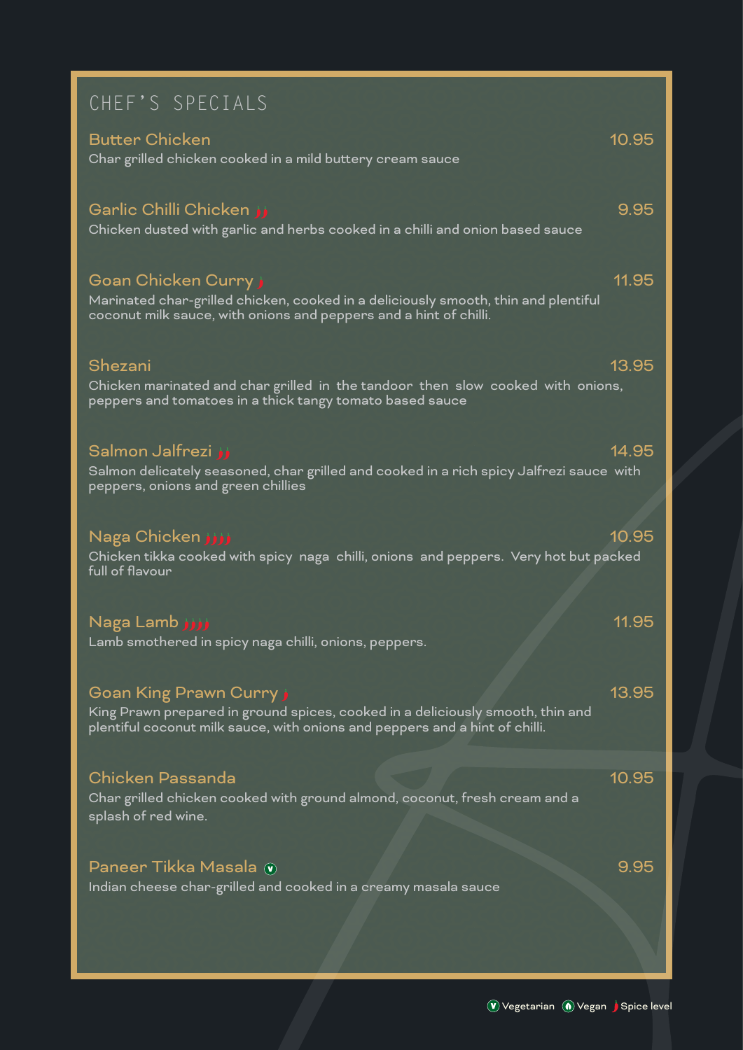## CHEF'S SPECIALS

**Butter Chicken** — 10.95
Char grilled chicken cooked in a mild buttery cream sauce

**Garlic Chilli Chicken** 🌶🌶 — 9.95
Chicken dusted with garlic and herbs cooked in a chilli and onion based sauce

**Goan Chicken Curry** 🌶 — 11.95
Marinated char-grilled chicken, cooked in a deliciously smooth, thin and plentiful coconut milk sauce, with onions and peppers and a hint of chilli.

**Shezani** — 13.95
Chicken marinated and char grilled in the tandoor then slow cooked with onions, peppers and tomatoes in a thick tangy tomato based sauce

**Salmon Jalfrezi** 🌶🌶 — 14.95
Salmon delicately seasoned, char grilled and cooked in a rich spicy Jalfrezi sauce with peppers, onions and green chillies

**Naga Chicken** 🌶🌶🌶🌶 — 10.95
Chicken tikka cooked with spicy naga chilli, onions and peppers. Very hot but packed full of flavour

**Naga Lamb** 🌶🌶🌶🌶 — 11.95
Lamb smothered in spicy naga chilli, onions, peppers.

**Goan King Prawn Curry** 🌶 — 13.95
King Prawn prepared in ground spices, cooked in a deliciously smooth, thin and plentiful coconut milk sauce, with onions and peppers and a hint of chilli.

**Chicken Passanda** — 10.95
Char grilled chicken cooked with ground almond, coconut, fresh cream and a splash of red wine.

**Paneer Tikka Masala** (V) — 9.95
Indian cheese char-grilled and cooked in a creamy masala sauce

(V) Vegetarian (Vg) Vegan 🌶 Spice level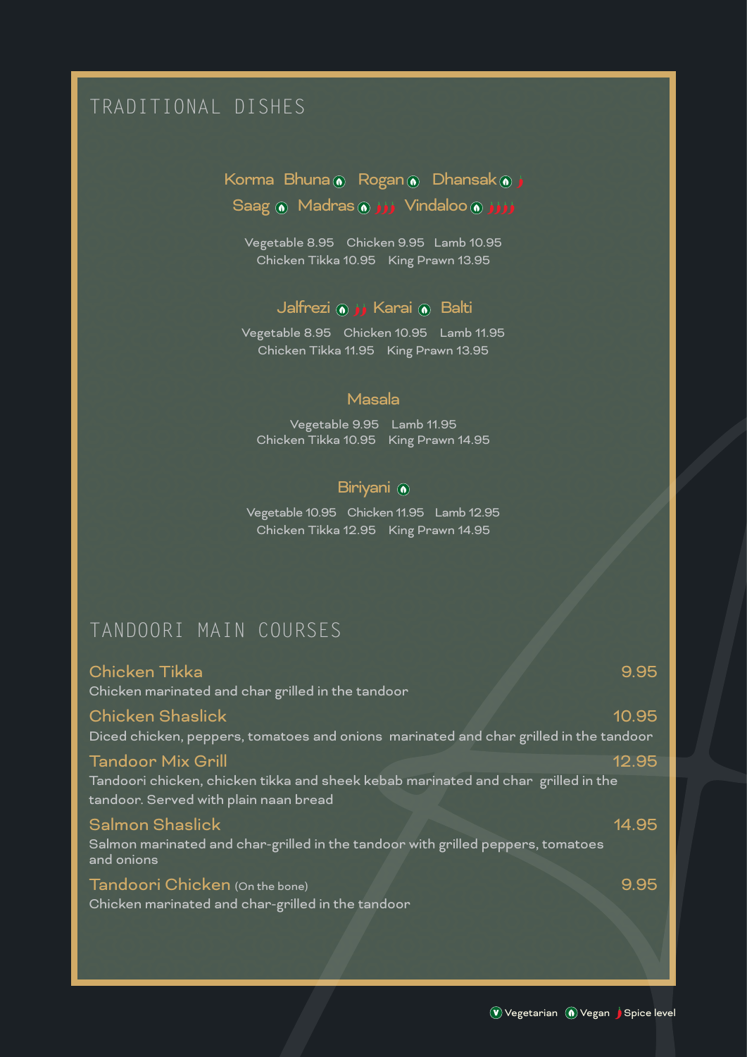## TRADITIONAL DISHES

### Korma Bhuna (Vegan) Rogan (Vegan) Dhansak (Vegan) 🌶
### Saag (Vegan) Madras (Vegan) 🌶🌶🌶 Vindaloo (Vegan) 🌶🌶🌶🌶

Vegetable 8.95 Chicken 9.95 Lamb 10.95
Chicken Tikka 10.95 King Prawn 13.95

### Jalfrezi (Vegan) 🌶🌶 Karai (Vegan) Balti

Vegetable 8.95 Chicken 10.95 Lamb 11.95
Chicken Tikka 11.95 King Prawn 13.95

### Masala

Vegetable 9.95 Lamb 11.95
Chicken Tikka 10.95 King Prawn 14.95

### Biriyani (Vegan)

Vegetable 10.95 Chicken 11.95 Lamb 12.95
Chicken Tikka 12.95 King Prawn 14.95

## TANDOORI MAIN COURSES

**Chicken Tikka** 9.95
Chicken marinated and char grilled in the tandoor

**Chicken Shaslick** 10.95
Diced chicken, peppers, tomatoes and onions marinated and char grilled in the tandoor

**Tandoor Mix Grill** 12.95
Tandoori chicken, chicken tikka and sheek kebab marinated and char grilled in the tandoor. Served with plain naan bread

**Salmon Shaslick** 14.95
Salmon marinated and char-grilled in the tandoor with grilled peppers, tomatoes and onions

**Tandoori Chicken** (On the bone) 9.95
Chicken marinated and char-grilled in the tandoor

(V) Vegetarian (Vegan) Vegan 🌶 Spice level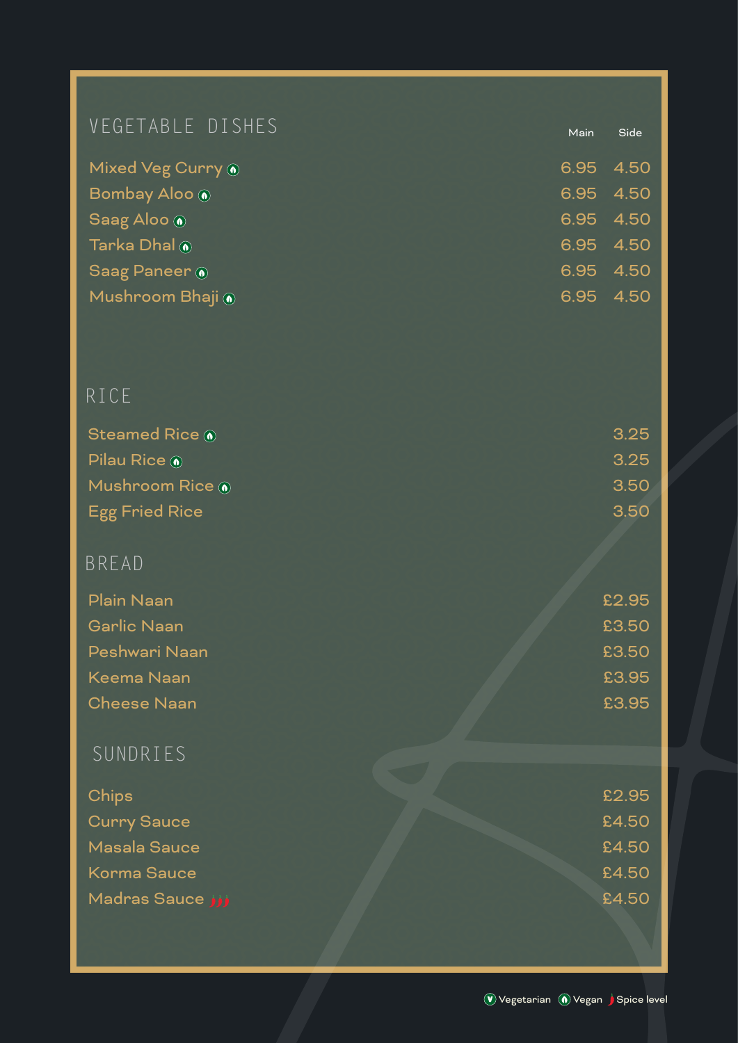## VEGETABLE DISHES

| | Main | Side |
|---|---|---|
| Mixed Veg Curry (Vegan) | 6.95 | 4.50 |
| Bombay Aloo (Vegan) | 6.95 | 4.50 |
| Saag Aloo (Vegan) | 6.95 | 4.50 |
| Tarka Dhal (Vegan) | 6.95 | 4.50 |
| Saag Paneer (Vegan) | 6.95 | 4.50 |
| Mushroom Bhaji (Vegan) | 6.95 | 4.50 |

## RICE

| | |
|---|---|
| Steamed Rice (Vegan) | 3.25 |
| Pilau Rice (Vegan) | 3.25 |
| Mushroom Rice (Vegan) | 3.50 |
| Egg Fried Rice | 3.50 |

## BREAD

| | |
|---|---|
| Plain Naan | £2.95 |
| Garlic Naan | £3.50 |
| Peshwari Naan | £3.50 |
| Keema Naan | £3.95 |
| Cheese Naan | £3.95 |

## SUNDRIES

| | |
|---|---|
| Chips | £2.95 |
| Curry Sauce | £4.50 |
| Masala Sauce | £4.50 |
| Korma Sauce | £4.50 |
| Madras Sauce (Spice level 3) | £4.50 |

V Vegetarian · Vegan · Spice level